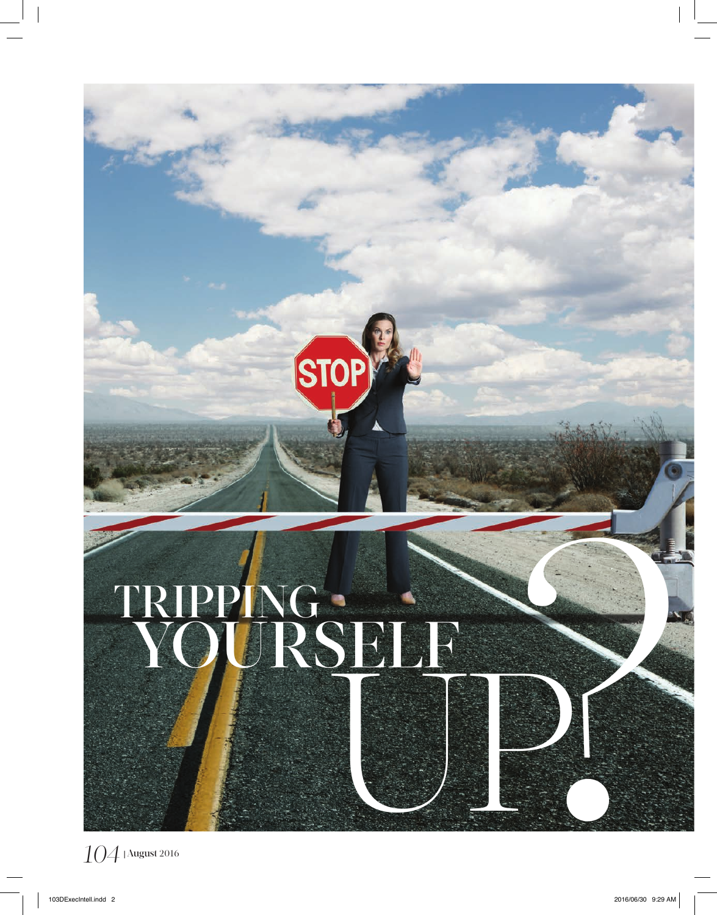# TRIPPING YOURSELF UP?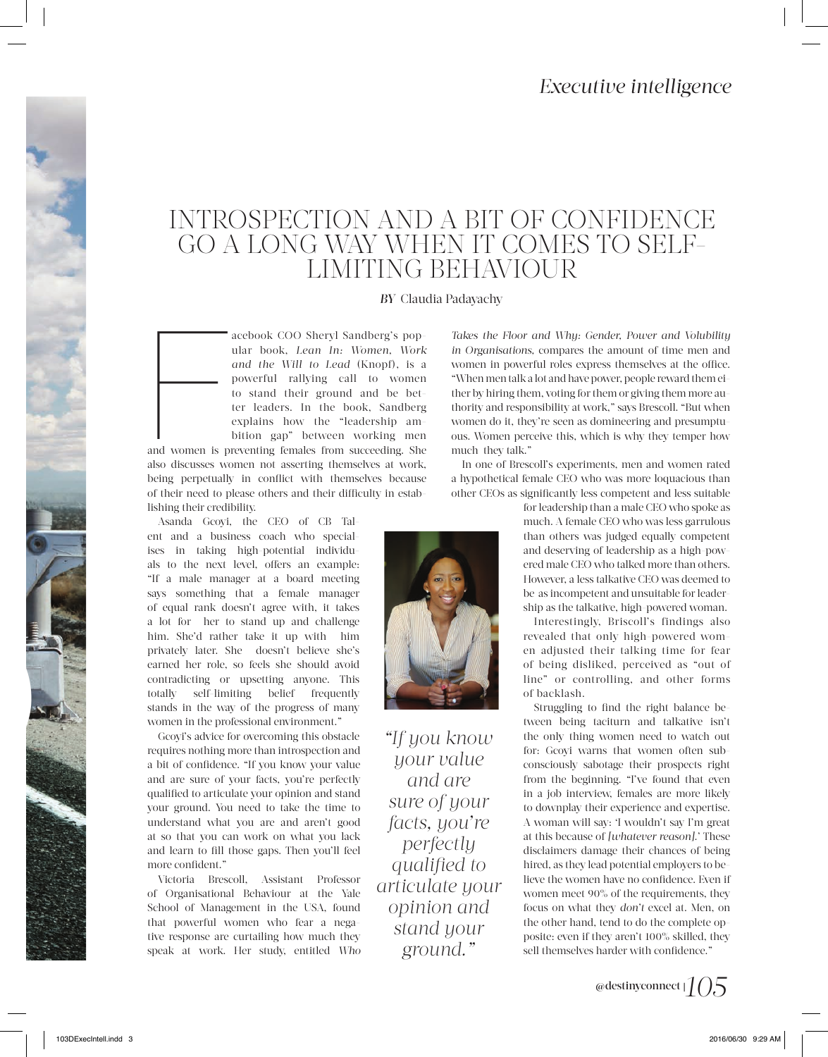# INTROSPECTION AND A BIT OF CONFIDENCE GO A LONG WAY WHEN IT COMES TO SELF-LIMITING BEHAVIOUR

*BY* Claudia Padayachy

Facebook COO Sheryl Sandberg's popular book, *Lean In: Women, Work and the Will to Lead* (Knopf), is a powerful rallying call to women to stand their ground and be better leaders. In the book, Sandberg explains how the "leadership ambition gap" between working men and women is preventing females from succeeding. She also discusses women not asserting themselves at work, being perpetually in conflict with themselves because of their need to please others and their difficulty in establishing their credibility.

Asanda Gcoyi, the CEO of CB Talent and a business coach who specialises in taking high-potential individuals to the next level, offers an example: "If a male manager at a board meeting says something that a female manager of equal rank doesn't agree with, it takes a lot for her to stand up and challenge him. She'd rather take it up with him privately later. She doesn't believe she's earned her role, so feels she should avoid contradicting or upsetting anyone. This totally self-limiting belief frequently stands in the way of the progress of many women in the professional environment."

Gcoyi's advice for overcoming this obstacle requires nothing more than introspection and a bit of confidence. "If you know your value and are sure of your facts, you're perfectly qualified to articulate your opinion and stand your ground. You need to take the time to understand what you are and aren't good at so that you can work on what you lack and learn to fill those gaps. Then you'll feel more confident."

*"If you know your value and are sure of your facts, you're perfectly qualified to articulate your opinion and stand your ground."*

Victoria Brescoll, Assistant Professor of Organisational Behaviour at the Yale School of Management in the USA, found that powerful women who fear a negative response are curtailing how much they speak at work. Her study, entitled *Who Takes the Floor and Why: Gender, Power and Volubility in Organisations,* compares the amount of time men and women in powerful roles express themselves at the office. "When men talk a lot and have power, people reward them either by hiring them, voting for them or giving them more authority and responsibility at work," says Brescoll. "But when women do it, they're seen as domineering and presumptuous. Women perceive this, which is why they temper how much they talk."

In one of Brescoll's experiments, men and women rated a hypothetical female CEO who was more loquacious than other CEOs as significantly less competent and less suitable for leadership than a male CEO who spoke as much. A female CEO who was less garrulous than others was judged equally competent and deserving of leadership as a high-powered male CEO who talked more than others. However, a less talkative CEO was deemed to be as incompetent and unsuitable for leadership as the talkative, high-powered woman.

Interestingly, Briscoll's findings also revealed that only high powered women adjusted their talking time for fear of being disliked, perceived as "out of line" or controlling, and other forms of backlash.

Struggling to find the right balance between being taciturn and talkative isn't the only thing women need to watch out for: Gcoyi warns that women often subconsciously sabotage their prospects right from the beginning. "I've found that even in a job interview, females are more likely to downplay their experience and expertise. A woman will say: 'I wouldn't say I'm great at this because of *[whatever reason]*.' These disclaimers damage their chances of being hired, as they lead potential employers to believe the women have no confidence. Even if women meet 90% of the requirements, they focus on what they *don't* excel at. Men, on the other hand, tend to do the complete opposite: even if they aren't 100% skilled, they sell themselves harder with confidence."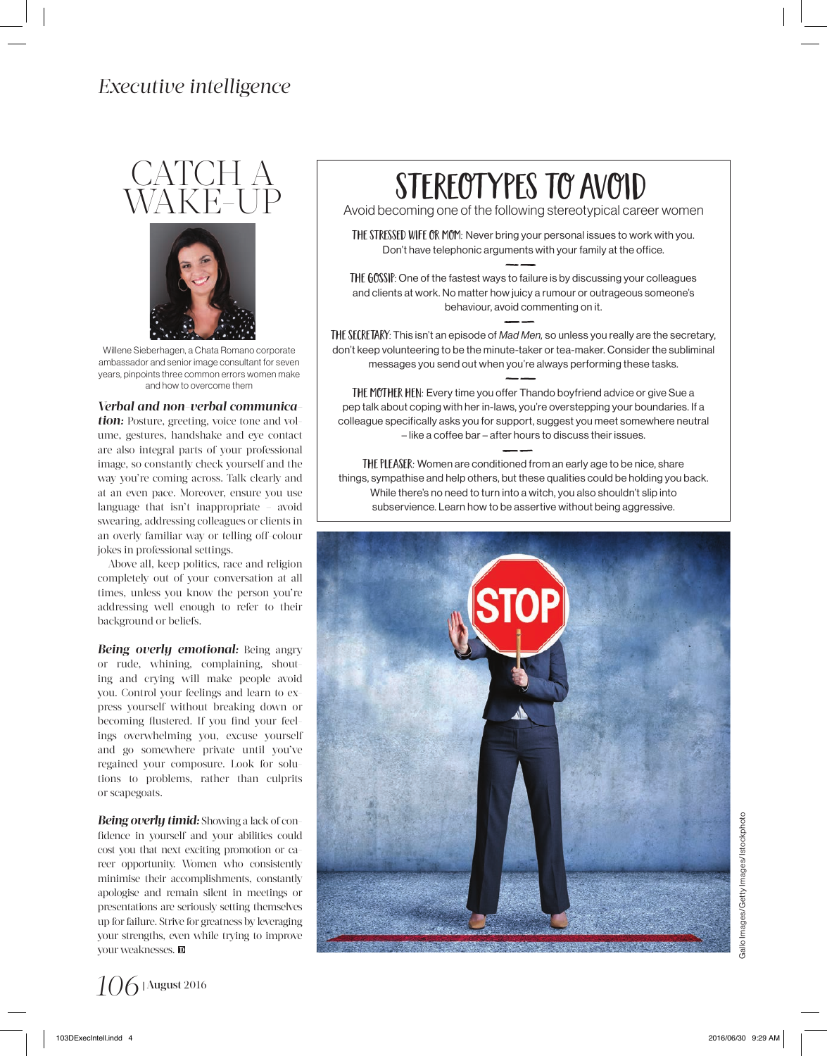# CATCH A WAKE-UP

Willene Sieberhagen, a Chata Romano corporate ambassador and senior image consultant for seven years, pinpoints three common errors women make and how to overcome them

***Verbal and non-verbal communication:*** Posture, greeting, voice tone and volume, gestures, handshake and eye contact are also integral parts of your professional image, so constantly check yourself and the way you're coming across. Talk clearly and at an even pace. Moreover, ensure you use language that isn't inappropriate – avoid swearing, addressing colleagues or clients in an overly familiar way or telling off-colour jokes in professional settings.

Above all, keep politics, race and religion completely out of your conversation at all times, unless you know the person you're addressing well enough to refer to their background or beliefs.

***Being overly emotional:*** Being angry or rude, whining, complaining, shouting and crying will make people avoid you. Control your feelings and learn to express yourself without breaking down or becoming flustered. If you find your feelings overwhelming you, excuse yourself and go somewhere private until you've regained your composure. Look for solutions to problems, rather than culprits or scapegoats.

***Being overly timid:*** Showing a lack of confidence in yourself and your abilities could cost you that next exciting promotion or career opportunity. Women who consistently minimise their accomplishments, constantly apologise and remain silent in meetings or presentations are seriously setting themselves up for failure. Strive for greatness by leveraging your strengths, even while trying to improve your weaknesses.

## STEREOTYPES TO AVOID

Avoid becoming one of the following stereotypical career women

**THE STRESSED WIFE OR MOM:** Never bring your personal issues to work with you. Don't have telephonic arguments with your family at the office.

**THE GOSSIP:** One of the fastest ways to failure is by discussing your colleagues and clients at work. No matter how juicy a rumour or outrageous someone's behaviour, avoid commenting on it.

**THE SECRETARY:** This isn't an episode of *Mad Men,* so unless you really are the secretary, don't keep volunteering to be the minute-taker or tea-maker. Consider the subliminal messages you send out when you're always performing these tasks.

**THE MOTHER HEN:** Every time you offer Thando boyfriend advice or give Sue a pep talk about coping with her in-laws, you're overstepping your boundaries. If a colleague specifically asks you for support, suggest you meet somewhere neutral – like a coffee bar – after hours to discuss their issues.

**THE PLEASER:** Women are conditioned from an early age to be nice, share things, sympathise and help others, but these qualities could be holding you back. While there's no need to turn into a witch, you also shouldn't slip into subservience. Learn how to be assertive without being aggressive.

Gallo Images/Getty Images/Istockphoto